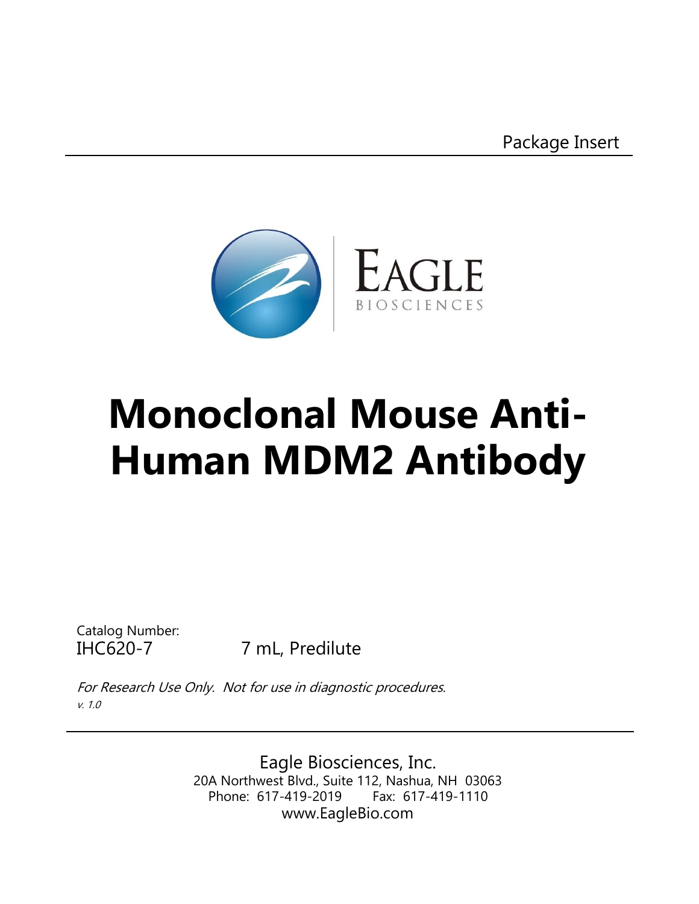Package Insert

EAGLE
BIOSCIENCES

# Monoclonal Mouse Anti-Human MDM2 Antibody

Catalog Number:
IHC620-7 7 mL, Predilute

*For Research Use Only. Not for use in diagnostic procedures.*
*v. 1.0*

Eagle Biosciences, Inc.
20A Northwest Blvd., Suite 112, Nashua, NH 03063
Phone: 617-419-2019 Fax: 617-419-1110
www.EagleBio.com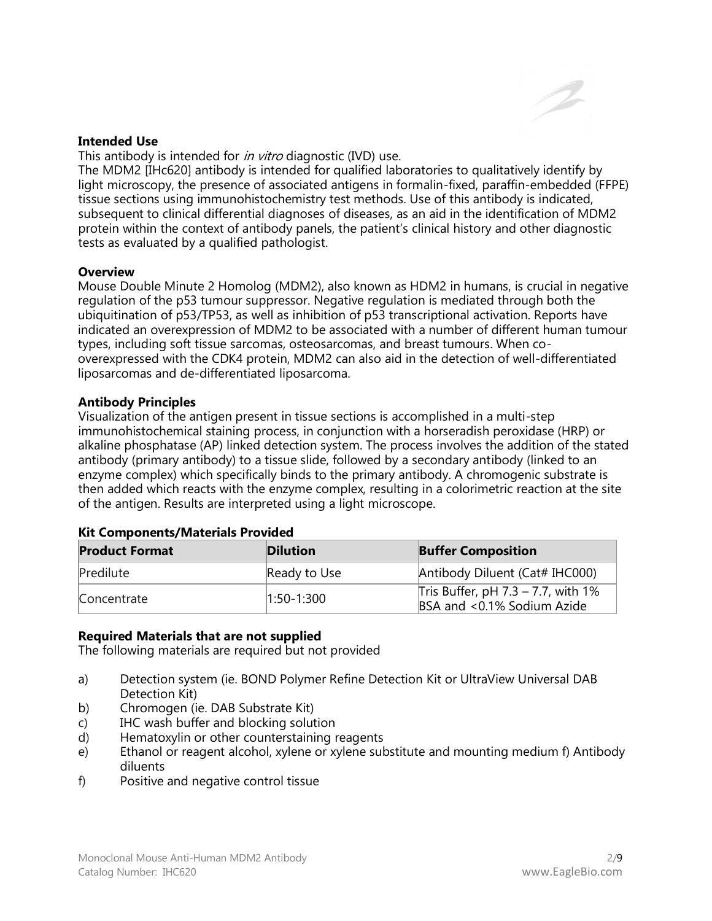## Intended Use

This antibody is intended for *in vitro* diagnostic (IVD) use.

The MDM2 [IHc620] antibody is intended for qualified laboratories to qualitatively identify by light microscopy, the presence of associated antigens in formalin-fixed, paraffin-embedded (FFPE) tissue sections using immunohistochemistry test methods. Use of this antibody is indicated, subsequent to clinical differential diagnoses of diseases, as an aid in the identification of MDM2 protein within the context of antibody panels, the patient's clinical history and other diagnostic tests as evaluated by a qualified pathologist.

## Overview

Mouse Double Minute 2 Homolog (MDM2), also known as HDM2 in humans, is crucial in negative regulation of the p53 tumour suppressor. Negative regulation is mediated through both the ubiquitination of p53/TP53, as well as inhibition of p53 transcriptional activation. Reports have indicated an overexpression of MDM2 to be associated with a number of different human tumour types, including soft tissue sarcomas, osteosarcomas, and breast tumours. When co-overexpressed with the CDK4 protein, MDM2 can also aid in the detection of well-differentiated liposarcomas and de-differentiated liposarcoma.

## Antibody Principles

Visualization of the antigen present in tissue sections is accomplished in a multi-step immunohistochemical staining process, in conjunction with a horseradish peroxidase (HRP) or alkaline phosphatase (AP) linked detection system. The process involves the addition of the stated antibody (primary antibody) to a tissue slide, followed by a secondary antibody (linked to an enzyme complex) which specifically binds to the primary antibody. A chromogenic substrate is then added which reacts with the enzyme complex, resulting in a colorimetric reaction at the site of the antigen. Results are interpreted using a light microscope.

## Kit Components/Materials Provided

| Product Format | Dilution | Buffer Composition |
|---|---|---|
| Predilute | Ready to Use | Antibody Diluent (Cat# IHC000) |
| Concentrate | 1:50-1:300 | Tris Buffer, pH 7.3 – 7.7, with 1% BSA and <0.1% Sodium Azide |

## Required Materials that are not supplied

The following materials are required but not provided

a) Detection system (ie. BOND Polymer Refine Detection Kit or UltraView Universal DAB Detection Kit)
b) Chromogen (ie. DAB Substrate Kit)
c) IHC wash buffer and blocking solution
d) Hematoxylin or other counterstaining reagents
e) Ethanol or reagent alcohol, xylene or xylene substitute and mounting medium f) Antibody diluents
f) Positive and negative control tissue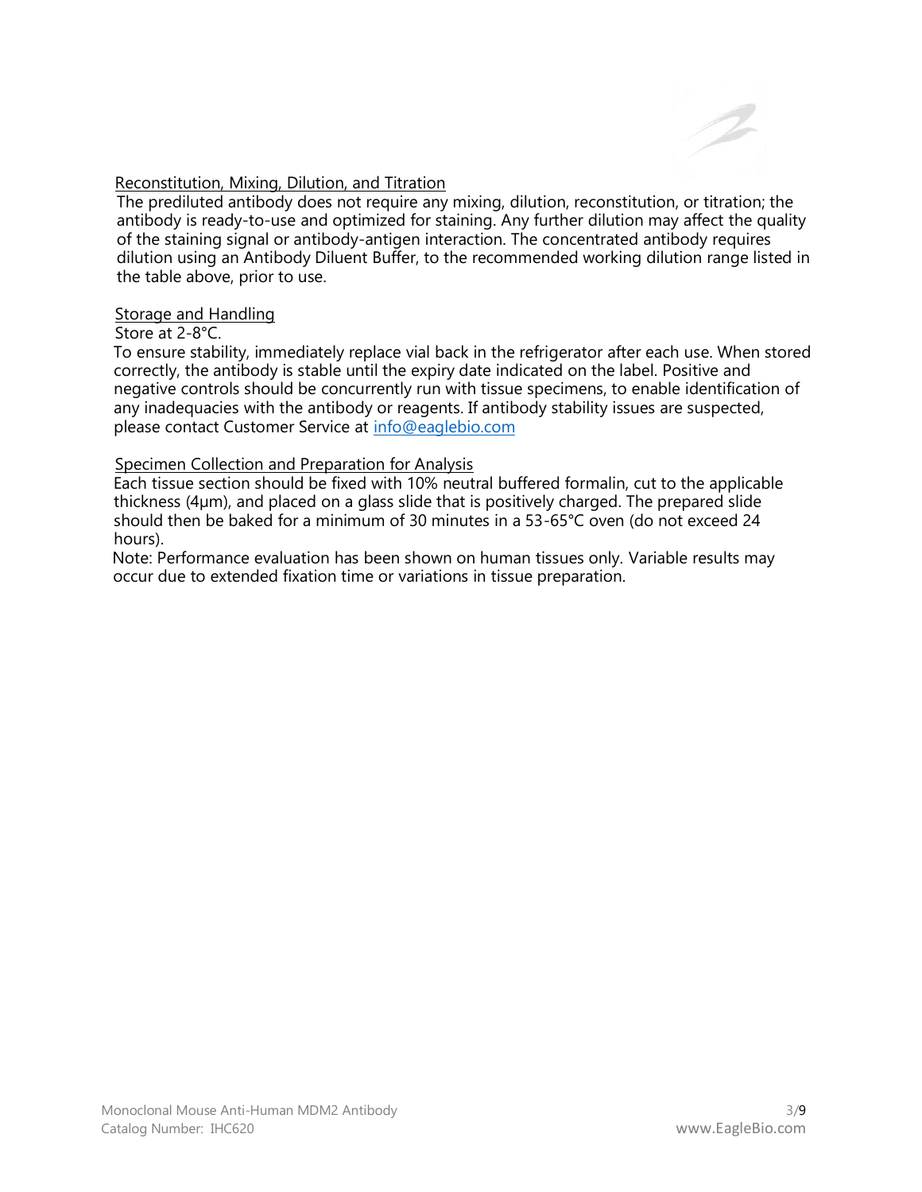## Reconstitution, Mixing, Dilution, and Titration

The prediluted antibody does not require any mixing, dilution, reconstitution, or titration; the antibody is ready-to-use and optimized for staining. Any further dilution may affect the quality of the staining signal or antibody-antigen interaction. The concentrated antibody requires dilution using an Antibody Diluent Buffer, to the recommended working dilution range listed in the table above, prior to use.

## Storage and Handling

Store at 2-8°C.

To ensure stability, immediately replace vial back in the refrigerator after each use. When stored correctly, the antibody is stable until the expiry date indicated on the label. Positive and negative controls should be concurrently run with tissue specimens, to enable identification of any inadequacies with the antibody or reagents. If antibody stability issues are suspected, please contact Customer Service at info@eaglebio.com

## Specimen Collection and Preparation for Analysis

Each tissue section should be fixed with 10% neutral buffered formalin, cut to the applicable thickness (4µm), and placed on a glass slide that is positively charged. The prepared slide should then be baked for a minimum of 30 minutes in a 53-65°C oven (do not exceed 24 hours).

Note: Performance evaluation has been shown on human tissues only. Variable results may occur due to extended fixation time or variations in tissue preparation.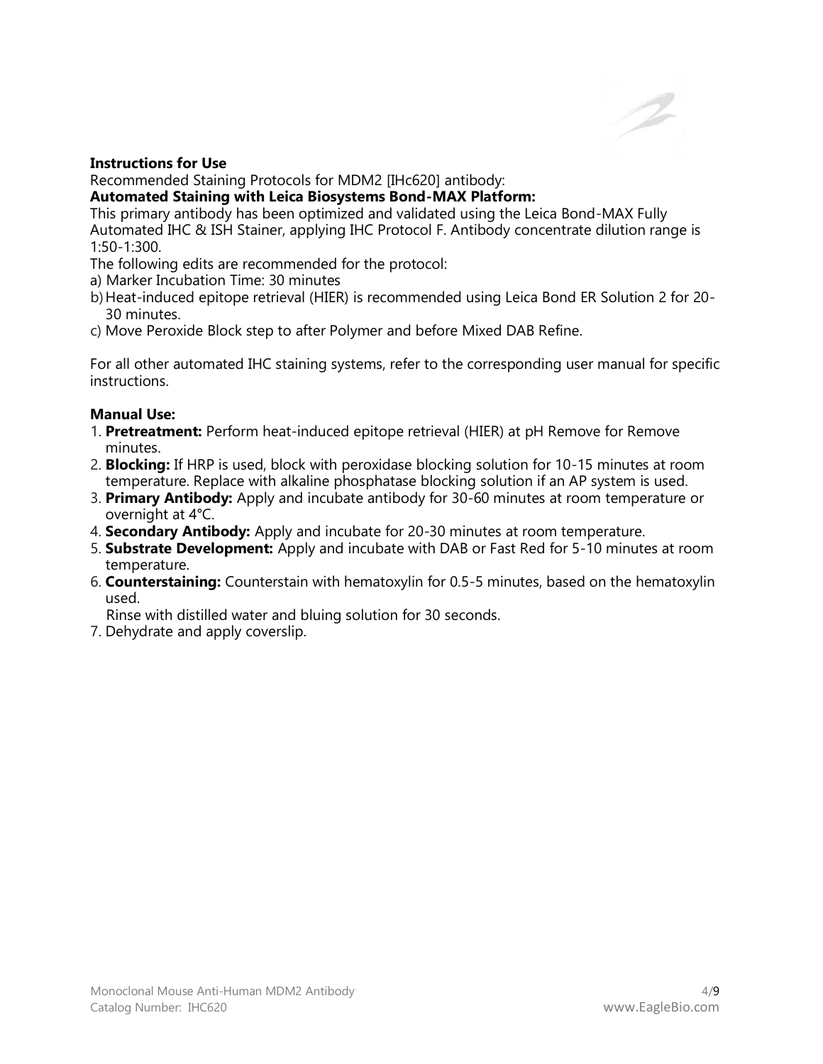**Instructions for Use**

Recommended Staining Protocols for MDM2 [IHc620] antibody:

**Automated Staining with Leica Biosystems Bond-MAX Platform:**

This primary antibody has been optimized and validated using the Leica Bond-MAX Fully Automated IHC & ISH Stainer, applying IHC Protocol F. Antibody concentrate dilution range is 1:50-1:300.

The following edits are recommended for the protocol:

a) Marker Incubation Time: 30 minutes
b) Heat-induced epitope retrieval (HIER) is recommended using Leica Bond ER Solution 2 for 20-30 minutes.
c) Move Peroxide Block step to after Polymer and before Mixed DAB Refine.

For all other automated IHC staining systems, refer to the corresponding user manual for specific instructions.

**Manual Use:**

1. **Pretreatment:** Perform heat-induced epitope retrieval (HIER) at pH Remove for Remove minutes.
2. **Blocking:** If HRP is used, block with peroxidase blocking solution for 10-15 minutes at room temperature. Replace with alkaline phosphatase blocking solution if an AP system is used.
3. **Primary Antibody:** Apply and incubate antibody for 30-60 minutes at room temperature or overnight at 4°C.
4. **Secondary Antibody:** Apply and incubate for 20-30 minutes at room temperature.
5. **Substrate Development:** Apply and incubate with DAB or Fast Red for 5-10 minutes at room temperature.
6. **Counterstaining:** Counterstain with hematoxylin for 0.5-5 minutes, based on the hematoxylin used.
   Rinse with distilled water and bluing solution for 30 seconds.
7. Dehydrate and apply coverslip.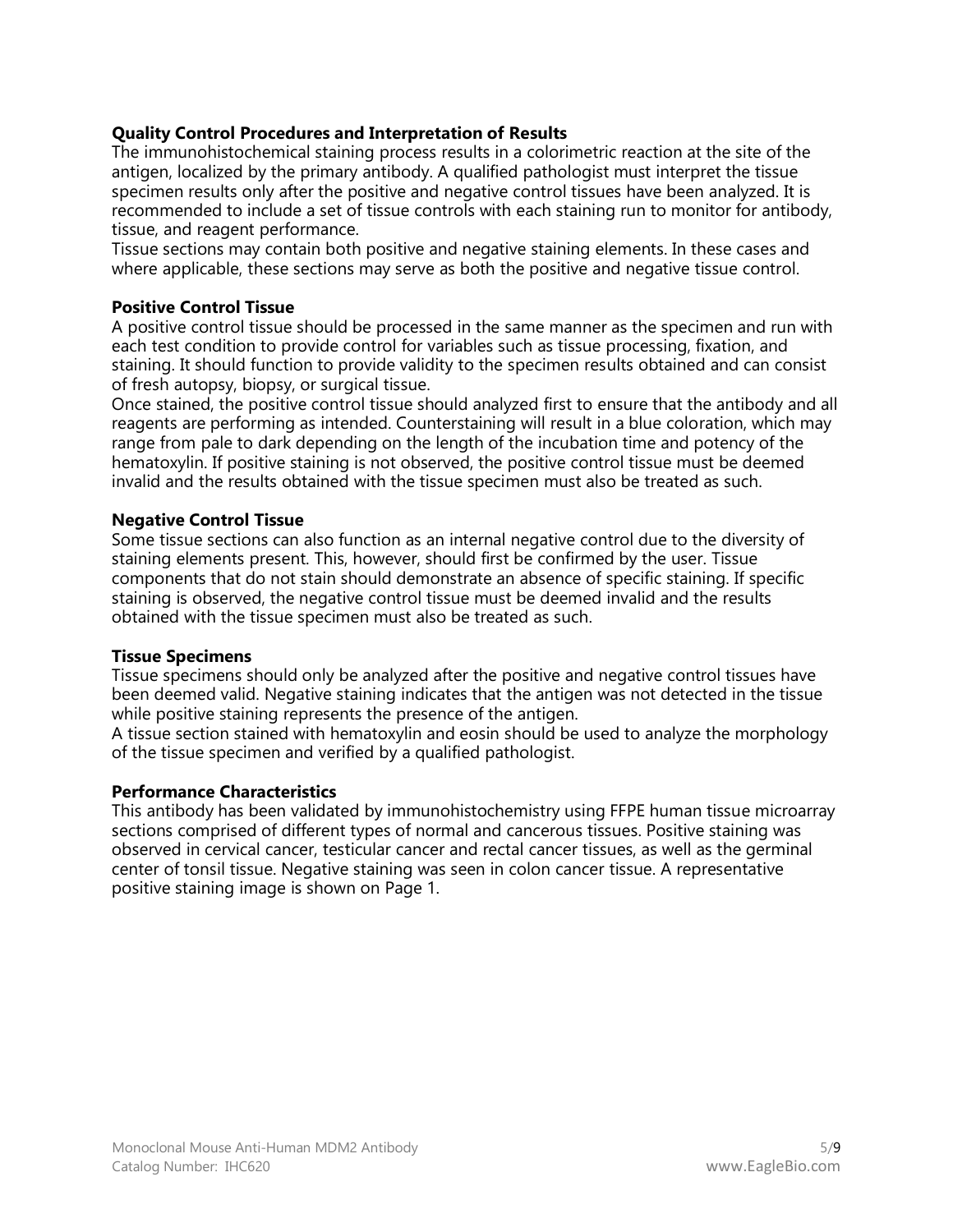**Quality Control Procedures and Interpretation of Results**

The immunohistochemical staining process results in a colorimetric reaction at the site of the antigen, localized by the primary antibody. A qualified pathologist must interpret the tissue specimen results only after the positive and negative control tissues have been analyzed. It is recommended to include a set of tissue controls with each staining run to monitor for antibody, tissue, and reagent performance.

Tissue sections may contain both positive and negative staining elements. In these cases and where applicable, these sections may serve as both the positive and negative tissue control.

**Positive Control Tissue**

A positive control tissue should be processed in the same manner as the specimen and run with each test condition to provide control for variables such as tissue processing, fixation, and staining. It should function to provide validity to the specimen results obtained and can consist of fresh autopsy, biopsy, or surgical tissue.

Once stained, the positive control tissue should analyzed first to ensure that the antibody and all reagents are performing as intended. Counterstaining will result in a blue coloration, which may range from pale to dark depending on the length of the incubation time and potency of the hematoxylin. If positive staining is not observed, the positive control tissue must be deemed invalid and the results obtained with the tissue specimen must also be treated as such.

**Negative Control Tissue**

Some tissue sections can also function as an internal negative control due to the diversity of staining elements present. This, however, should first be confirmed by the user. Tissue components that do not stain should demonstrate an absence of specific staining. If specific staining is observed, the negative control tissue must be deemed invalid and the results obtained with the tissue specimen must also be treated as such.

**Tissue Specimens**

Tissue specimens should only be analyzed after the positive and negative control tissues have been deemed valid. Negative staining indicates that the antigen was not detected in the tissue while positive staining represents the presence of the antigen.

A tissue section stained with hematoxylin and eosin should be used to analyze the morphology of the tissue specimen and verified by a qualified pathologist.

**Performance Characteristics**

This antibody has been validated by immunohistochemistry using FFPE human tissue microarray sections comprised of different types of normal and cancerous tissues. Positive staining was observed in cervical cancer, testicular cancer and rectal cancer tissues, as well as the germinal center of tonsil tissue. Negative staining was seen in colon cancer tissue. A representative positive staining image is shown on Page 1.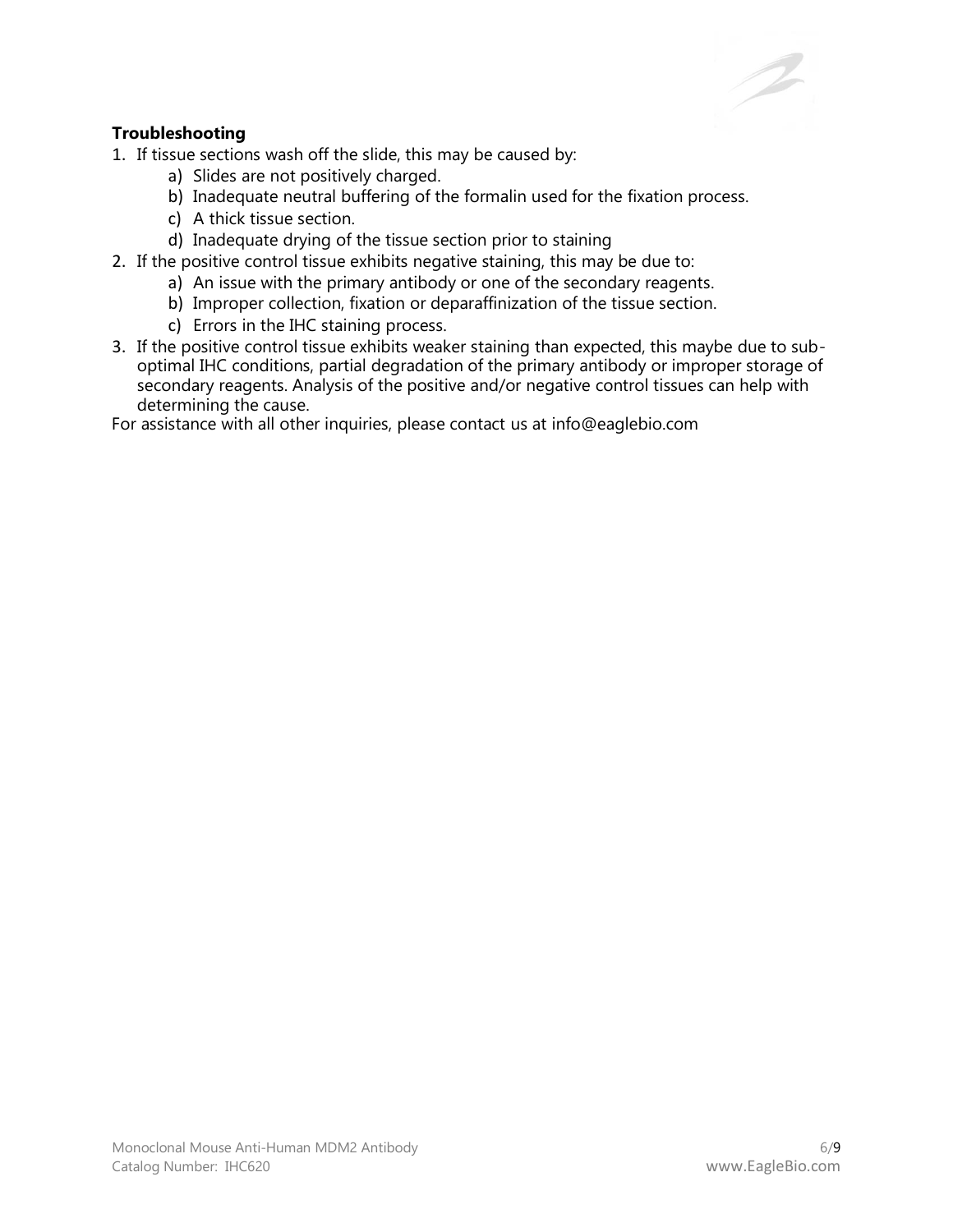**Troubleshooting**

1. If tissue sections wash off the slide, this may be caused by:
    a) Slides are not positively charged.
    b) Inadequate neutral buffering of the formalin used for the fixation process.
    c) A thick tissue section.
    d) Inadequate drying of the tissue section prior to staining
2. If the positive control tissue exhibits negative staining, this may be due to:
    a) An issue with the primary antibody or one of the secondary reagents.
    b) Improper collection, fixation or deparaffinization of the tissue section.
    c) Errors in the IHC staining process.
3. If the positive control tissue exhibits weaker staining than expected, this maybe due to sub-optimal IHC conditions, partial degradation of the primary antibody or improper storage of secondary reagents. Analysis of the positive and/or negative control tissues can help with determining the cause.

For assistance with all other inquiries, please contact us at info@eaglebio.com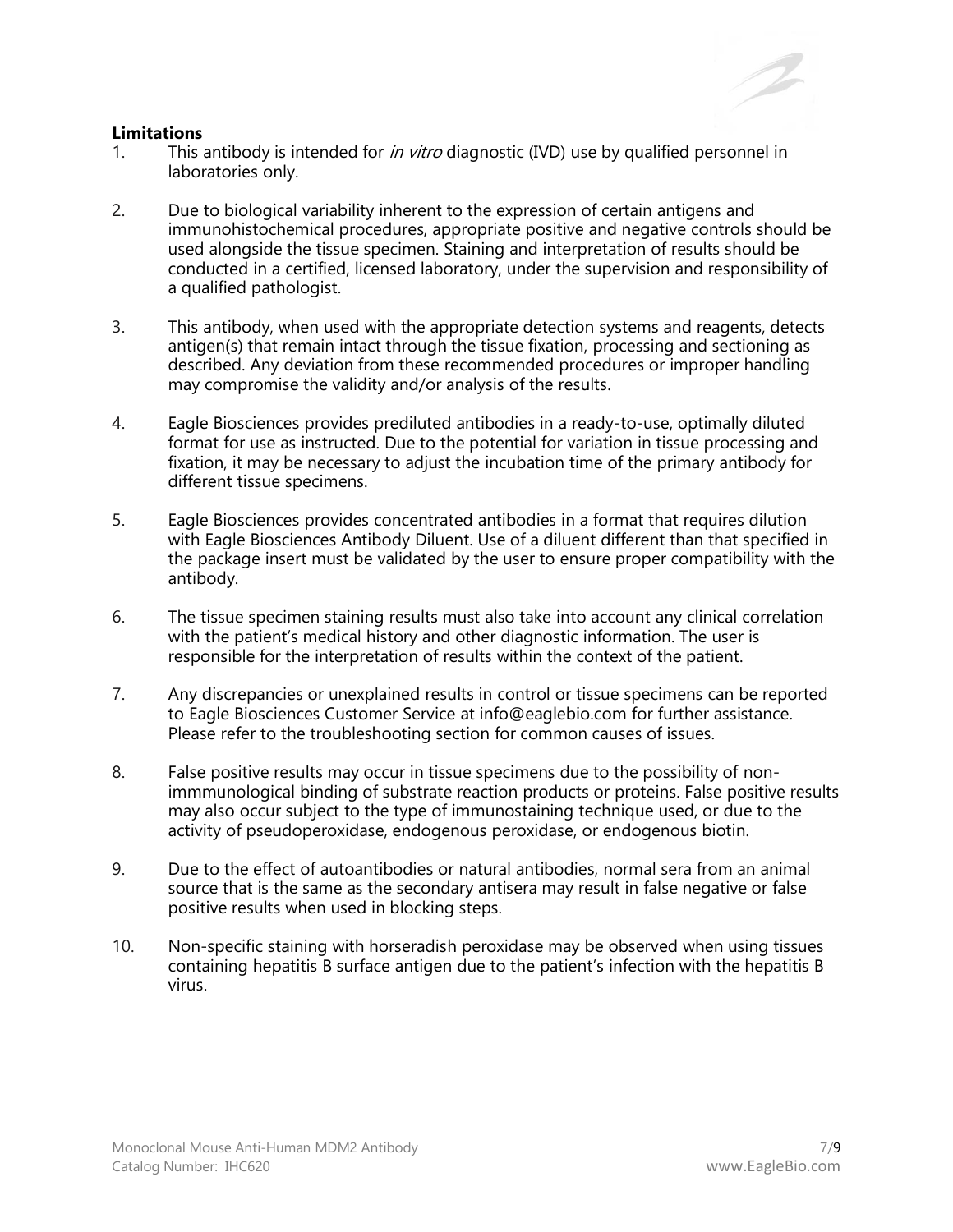**Limitations**

1. This antibody is intended for *in vitro* diagnostic (IVD) use by qualified personnel in laboratories only.

2. Due to biological variability inherent to the expression of certain antigens and immunohistochemical procedures, appropriate positive and negative controls should be used alongside the tissue specimen. Staining and interpretation of results should be conducted in a certified, licensed laboratory, under the supervision and responsibility of a qualified pathologist.

3. This antibody, when used with the appropriate detection systems and reagents, detects antigen(s) that remain intact through the tissue fixation, processing and sectioning as described. Any deviation from these recommended procedures or improper handling may compromise the validity and/or analysis of the results.

4. Eagle Biosciences provides prediluted antibodies in a ready-to-use, optimally diluted format for use as instructed. Due to the potential for variation in tissue processing and fixation, it may be necessary to adjust the incubation time of the primary antibody for different tissue specimens.

5. Eagle Biosciences provides concentrated antibodies in a format that requires dilution with Eagle Biosciences Antibody Diluent. Use of a diluent different than that specified in the package insert must be validated by the user to ensure proper compatibility with the antibody.

6. The tissue specimen staining results must also take into account any clinical correlation with the patient's medical history and other diagnostic information. The user is responsible for the interpretation of results within the context of the patient.

7. Any discrepancies or unexplained results in control or tissue specimens can be reported to Eagle Biosciences Customer Service at info@eaglebio.com for further assistance. Please refer to the troubleshooting section for common causes of issues.

8. False positive results may occur in tissue specimens due to the possibility of non-immmunological binding of substrate reaction products or proteins. False positive results may also occur subject to the type of immunostaining technique used, or due to the activity of pseudoperoxidase, endogenous peroxidase, or endogenous biotin.

9. Due to the effect of autoantibodies or natural antibodies, normal sera from an animal source that is the same as the secondary antisera may result in false negative or false positive results when used in blocking steps.

10. Non-specific staining with horseradish peroxidase may be observed when using tissues containing hepatitis B surface antigen due to the patient's infection with the hepatitis B virus.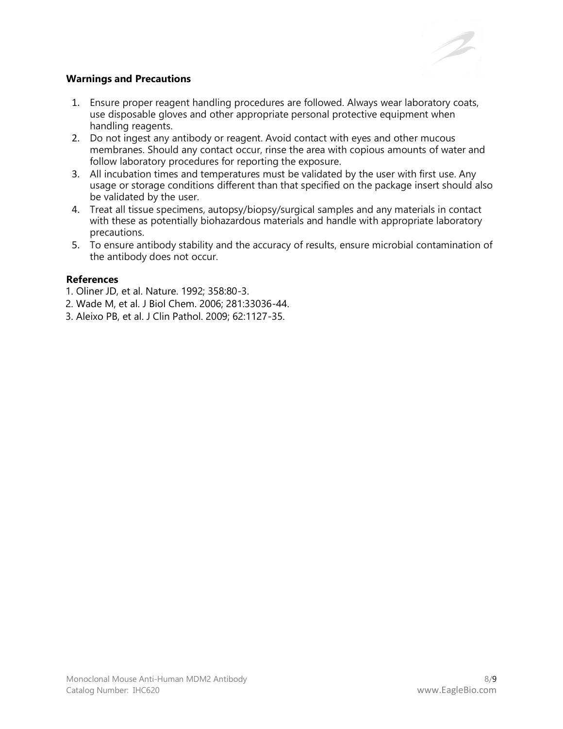## Warnings and Precautions

1. Ensure proper reagent handling procedures are followed. Always wear laboratory coats, use disposable gloves and other appropriate personal protective equipment when handling reagents.
2. Do not ingest any antibody or reagent. Avoid contact with eyes and other mucous membranes. Should any contact occur, rinse the area with copious amounts of water and follow laboratory procedures for reporting the exposure.
3. All incubation times and temperatures must be validated by the user with first use. Any usage or storage conditions different than that specified on the package insert should also be validated by the user.
4. Treat all tissue specimens, autopsy/biopsy/surgical samples and any materials in contact with these as potentially biohazardous materials and handle with appropriate laboratory precautions.
5. To ensure antibody stability and the accuracy of results, ensure microbial contamination of the antibody does not occur.

## References

1. Oliner JD, et al. Nature. 1992; 358:80-3.
2. Wade M, et al. J Biol Chem. 2006; 281:33036-44.
3. Aleixo PB, et al. J Clin Pathol. 2009; 62:1127-35.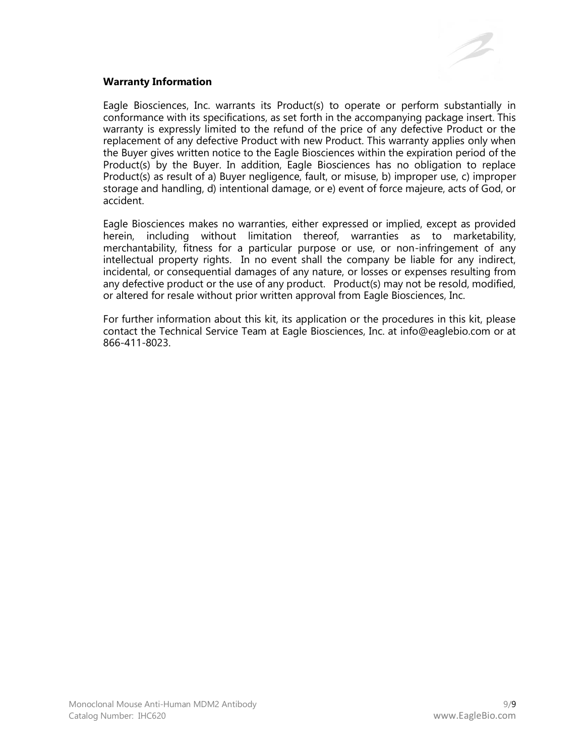**Warranty Information**

Eagle Biosciences, Inc. warrants its Product(s) to operate or perform substantially in conformance with its specifications, as set forth in the accompanying package insert. This warranty is expressly limited to the refund of the price of any defective Product or the replacement of any defective Product with new Product. This warranty applies only when the Buyer gives written notice to the Eagle Biosciences within the expiration period of the Product(s) by the Buyer. In addition, Eagle Biosciences has no obligation to replace Product(s) as result of a) Buyer negligence, fault, or misuse, b) improper use, c) improper storage and handling, d) intentional damage, or e) event of force majeure, acts of God, or accident.

Eagle Biosciences makes no warranties, either expressed or implied, except as provided herein, including without limitation thereof, warranties as to marketability, merchantability, fitness for a particular purpose or use, or non-infringement of any intellectual property rights. In no event shall the company be liable for any indirect, incidental, or consequential damages of any nature, or losses or expenses resulting from any defective product or the use of any product. Product(s) may not be resold, modified, or altered for resale without prior written approval from Eagle Biosciences, Inc.

For further information about this kit, its application or the procedures in this kit, please contact the Technical Service Team at Eagle Biosciences, Inc. at info@eaglebio.com or at 866-411-8023.